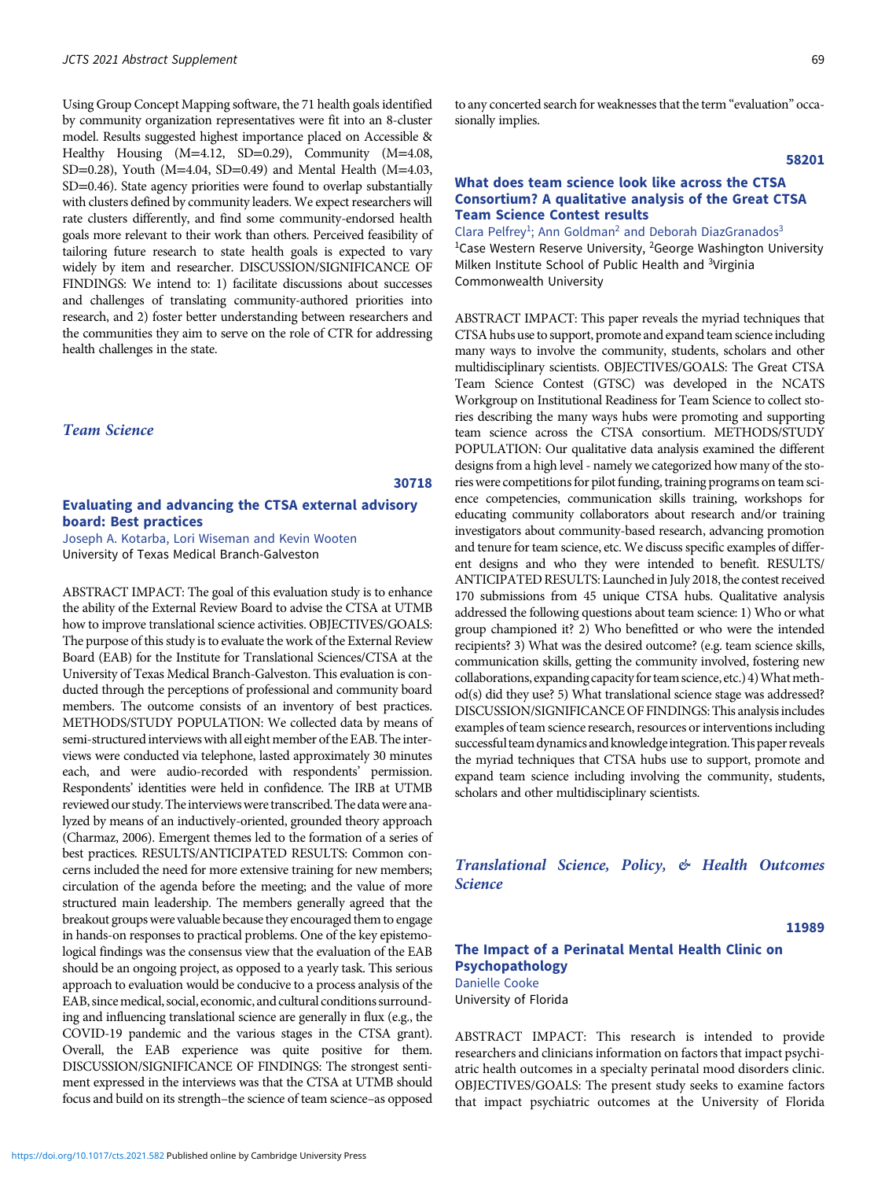Using Group Concept Mapping software, the 71 health goals identified by community organization representatives were fit into an 8-cluster model. Results suggested highest importance placed on Accessible & Healthy Housing (M=4.12, SD=0.29), Community (M=4.08, SD=0.28), Youth (M=4.04, SD=0.49) and Mental Health (M=4.03, SD=0.46). State agency priorities were found to overlap substantially with clusters defined by community leaders. We expect researchers will rate clusters differently, and find some community-endorsed health goals more relevant to their work than others. Perceived feasibility of tailoring future research to state health goals is expected to vary widely by item and researcher. DISCUSSION/SIGNIFICANCE OF FINDINGS: We intend to: 1) facilitate discussions about successes and challenges of translating community-authored priorities into research, and 2) foster better understanding between researchers and the communities they aim to serve on the role of CTR for addressing health challenges in the state.

## *Team Science*

**30718**

### Evaluating and advancing the CTSA external advisory board: Best practices

Joseph A. Kotarba, Lori Wiseman and Kevin Wooten
University of Texas Medical Branch-Galveston

ABSTRACT IMPACT: The goal of this evaluation study is to enhance the ability of the External Review Board to advise the CTSA at UTMB how to improve translational science activities. OBJECTIVES/GOALS: The purpose of this study is to evaluate the work of the External Review Board (EAB) for the Institute for Translational Sciences/CTSA at the University of Texas Medical Branch-Galveston. This evaluation is conducted through the perceptions of professional and community board members. The outcome consists of an inventory of best practices. METHODS/STUDY POPULATION: We collected data by means of semi-structured interviews with all eight member of the EAB. The interviews were conducted via telephone, lasted approximately 30 minutes each, and were audio-recorded with respondents' permission. Respondents' identities were held in confidence. The IRB at UTMB reviewed our study. The interviews were transcribed. The data were analyzed by means of an inductively-oriented, grounded theory approach (Charmaz, 2006). Emergent themes led to the formation of a series of best practices. RESULTS/ANTICIPATED RESULTS: Common concerns included the need for more extensive training for new members; circulation of the agenda before the meeting; and the value of more structured main leadership. The members generally agreed that the breakout groups were valuable because they encouraged them to engage in hands-on responses to practical problems. One of the key epistemological findings was the consensus view that the evaluation of the EAB should be an ongoing project, as opposed to a yearly task. This serious approach to evaluation would be conducive to a process analysis of the EAB, since medical, social, economic, and cultural conditions surrounding and influencing translational science are generally in flux (e.g., the COVID-19 pandemic and the various stages in the CTSA grant). Overall, the EAB experience was quite positive for them. DISCUSSION/SIGNIFICANCE OF FINDINGS: The strongest sentiment expressed in the interviews was that the CTSA at UTMB should focus and build on its strength–the science of team science–as opposed to any concerted search for weaknesses that the term "evaluation" occasionally implies.

**58201**

### What does team science look like across the CTSA Consortium? A qualitative analysis of the Great CTSA Team Science Contest results

Clara Pelfrey[1]; Ann Goldman[2] and Deborah DiazGranados[3]
[1]Case Western Reserve University, [2]George Washington University Milken Institute School of Public Health and [3]Virginia Commonwealth University

ABSTRACT IMPACT: This paper reveals the myriad techniques that CTSA hubs use to support, promote and expand team science including many ways to involve the community, students, scholars and other multidisciplinary scientists. OBJECTIVES/GOALS: The Great CTSA Team Science Contest (GTSC) was developed in the NCATS Workgroup on Institutional Readiness for Team Science to collect stories describing the many ways hubs were promoting and supporting team science across the CTSA consortium. METHODS/STUDY POPULATION: Our qualitative data analysis examined the different designs from a high level - namely we categorized how many of the stories were competitions for pilot funding, training programs on team science competencies, communication skills training, workshops for educating community collaborators about research and/or training investigators about community-based research, advancing promotion and tenure for team science, etc. We discuss specific examples of different designs and who they were intended to benefit. RESULTS/ANTICIPATED RESULTS: Launched in July 2018, the contest received 170 submissions from 45 unique CTSA hubs. Qualitative analysis addressed the following questions about team science: 1) Who or what group championed it? 2) Who benefitted or who were the intended recipients? 3) What was the desired outcome? (e.g. team science skills, communication skills, getting the community involved, fostering new collaborations, expanding capacity for team science, etc.) 4) What method(s) did they use? 5) What translational science stage was addressed? DISCUSSION/SIGNIFICANCE OF FINDINGS: This analysis includes examples of team science research, resources or interventions including successful team dynamics and knowledge integration. This paper reveals the myriad techniques that CTSA hubs use to support, promote and expand team science including involving the community, students, scholars and other multidisciplinary scientists.

## *Translational Science, Policy, & Health Outcomes Science*

**11989**

### The Impact of a Perinatal Mental Health Clinic on Psychopathology

Danielle Cooke
University of Florida

ABSTRACT IMPACT: This research is intended to provide researchers and clinicians information on factors that impact psychiatric health outcomes in a specialty perinatal mood disorders clinic. OBJECTIVES/GOALS: The present study seeks to examine factors that impact psychiatric outcomes at the University of Florida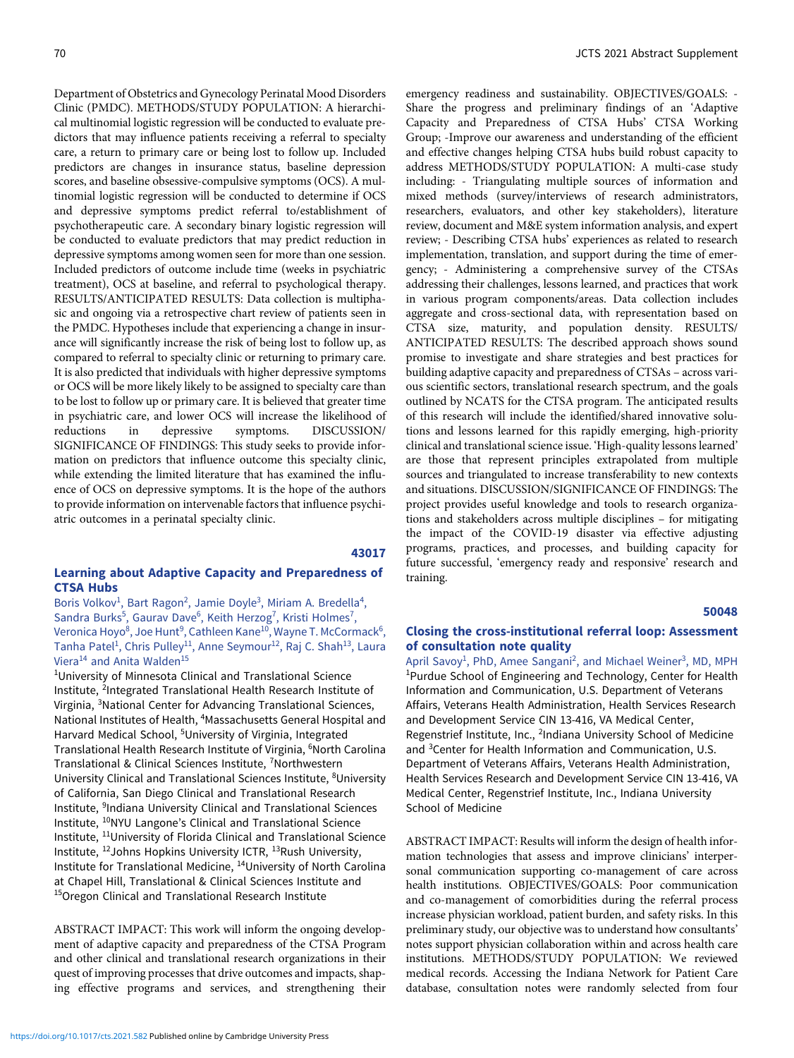Department of Obstetrics and Gynecology Perinatal Mood Disorders Clinic (PMDC). METHODS/STUDY POPULATION: A hierarchical multinomial logistic regression will be conducted to evaluate predictors that may influence patients receiving a referral to specialty care, a return to primary care or being lost to follow up. Included predictors are changes in insurance status, baseline depression scores, and baseline obsessive-compulsive symptoms (OCS). A multinomial logistic regression will be conducted to determine if OCS and depressive symptoms predict referral to/establishment of psychotherapeutic care. A secondary binary logistic regression will be conducted to evaluate predictors that may predict reduction in depressive symptoms among women seen for more than one session. Included predictors of outcome include time (weeks in psychiatric treatment), OCS at baseline, and referral to psychological therapy. RESULTS/ANTICIPATED RESULTS: Data collection is multiphasic and ongoing via a retrospective chart review of patients seen in the PMDC. Hypotheses include that experiencing a change in insurance will significantly increase the risk of being lost to follow up, as compared to referral to specialty clinic or returning to primary care. It is also predicted that individuals with higher depressive symptoms or OCS will be more likely likely to be assigned to specialty care than to be lost to follow up or primary care. It is believed that greater time in psychiatric care, and lower OCS will increase the likelihood of reductions in depressive symptoms. DISCUSSION/SIGNIFICANCE OF FINDINGS: This study seeks to provide information on predictors that influence outcome this specialty clinic, while extending the limited literature that has examined the influence of OCS on depressive symptoms. It is the hope of the authors to provide information on intervenable factors that influence psychiatric outcomes in a perinatal specialty clinic.

43017

## Learning about Adaptive Capacity and Preparedness of CTSA Hubs

Boris Volkov[1], Bart Ragon[2], Jamie Doyle[3], Miriam A. Bredella[4], Sandra Burks[5], Gaurav Dave[6], Keith Herzog[7], Kristi Holmes[7], Veronica Hoyo[8], Joe Hunt[9], Cathleen Kane[10], Wayne T. McCormack[6], Tanha Patel[1], Chris Pulley[11], Anne Seymour[12], Raj C. Shah[13], Laura Viera[14] and Anita Walden[15]

[1]University of Minnesota Clinical and Translational Science Institute, [2]Integrated Translational Health Research Institute of Virginia, [3]National Center for Advancing Translational Sciences, National Institutes of Health, [4]Massachusetts General Hospital and Harvard Medical School, [5]University of Virginia, Integrated Translational Health Research Institute of Virginia, [6]North Carolina Translational & Clinical Sciences Institute, [7]Northwestern University Clinical and Translational Sciences Institute, [8]University of California, San Diego Clinical and Translational Research Institute, [9]Indiana University Clinical and Translational Sciences Institute, [10]NYU Langone's Clinical and Translational Science Institute, [11]University of Florida Clinical and Translational Science Institute, [12]Johns Hopkins University ICTR, [13]Rush University, Institute for Translational Medicine, [14]University of North Carolina at Chapel Hill, Translational & Clinical Sciences Institute and [15]Oregon Clinical and Translational Research Institute

ABSTRACT IMPACT: This work will inform the ongoing development of adaptive capacity and preparedness of the CTSA Program and other clinical and translational research organizations in their quest of improving processes that drive outcomes and impacts, shaping effective programs and services, and strengthening their emergency readiness and sustainability. OBJECTIVES/GOALS: - Share the progress and preliminary findings of an 'Adaptive Capacity and Preparedness of CTSA Hubs' CTSA Working Group; -Improve our awareness and understanding of the efficient and effective changes helping CTSA hubs build robust capacity to address METHODS/STUDY POPULATION: A multi-case study including: - Triangulating multiple sources of information and mixed methods (survey/interviews of research administrators, researchers, evaluators, and other key stakeholders), literature review, document and M&E system information analysis, and expert review; - Describing CTSA hubs' experiences as related to research implementation, translation, and support during the time of emergency; - Administering a comprehensive survey of the CTSAs addressing their challenges, lessons learned, and practices that work in various program components/areas. Data collection includes aggregate and cross-sectional data, with representation based on CTSA size, maturity, and population density. RESULTS/ANTICIPATED RESULTS: The described approach shows sound promise to investigate and share strategies and best practices for building adaptive capacity and preparedness of CTSAs – across various scientific sectors, translational research spectrum, and the goals outlined by NCATS for the CTSA program. The anticipated results of this research will include the identified/shared innovative solutions and lessons learned for this rapidly emerging, high-priority clinical and translational science issue. 'High-quality lessons learned' are those that represent principles extrapolated from multiple sources and triangulated to increase transferability to new contexts and situations. DISCUSSION/SIGNIFICANCE OF FINDINGS: The project provides useful knowledge and tools to research organizations and stakeholders across multiple disciplines – for mitigating the impact of the COVID-19 disaster via effective adjusting programs, practices, and processes, and building capacity for future successful, 'emergency ready and responsive' research and training.

50048

## Closing the cross-institutional referral loop: Assessment of consultation note quality

April Savoy[1], PhD, Amee Sangani[2], and Michael Weiner[3], MD, MPH

[1]Purdue School of Engineering and Technology, Center for Health Information and Communication, U.S. Department of Veterans Affairs, Veterans Health Administration, Health Services Research and Development Service CIN 13-416, VA Medical Center, Regenstrief Institute, Inc., [2]Indiana University School of Medicine and [3]Center for Health Information and Communication, U.S. Department of Veterans Affairs, Veterans Health Administration, Health Services Research and Development Service CIN 13-416, VA Medical Center, Regenstrief Institute, Inc., Indiana University School of Medicine

ABSTRACT IMPACT: Results will inform the design of health information technologies that assess and improve clinicians' interpersonal communication supporting co-management of care across health institutions. OBJECTIVES/GOALS: Poor communication and co-management of comorbidities during the referral process increase physician workload, patient burden, and safety risks. In this preliminary study, our objective was to understand how consultants' notes support physician collaboration within and across health care institutions. METHODS/STUDY POPULATION: We reviewed medical records. Accessing the Indiana Network for Patient Care database, consultation notes were randomly selected from four